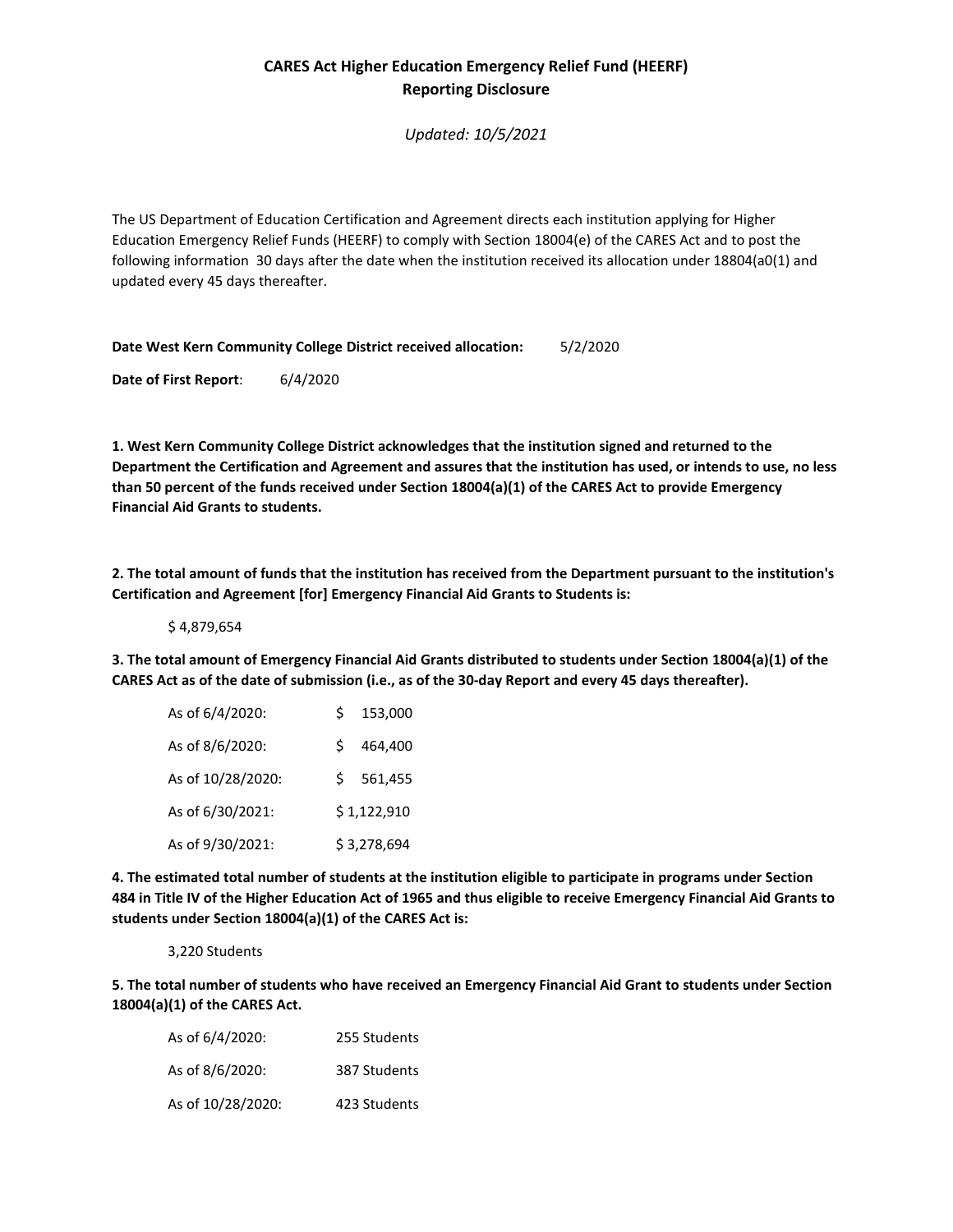# CARES Act Higher Education Emergency Relief Fund (HEERF)
## Reporting Disclosure

*Updated: 10/5/2021*

The US Department of Education Certification and Agreement directs each institution applying for Higher Education Emergency Relief Funds (HEERF) to comply with Section 18004(e) of the CARES Act and to post the following information 30 days after the date when the institution received its allocation under 18804(a0(1) and updated every 45 days thereafter.

**Date West Kern Community College District received allocation:** 5/2/2020

**Date of First Report**: 6/4/2020

**1. West Kern Community College District acknowledges that the institution signed and returned to the Department the Certification and Agreement and assures that the institution has used, or intends to use, no less than 50 percent of the funds received under Section 18004(a)(1) of the CARES Act to provide Emergency Financial Aid Grants to students.**

**2. The total amount of funds that the institution has received from the Department pursuant to the institution's Certification and Agreement [for] Emergency Financial Aid Grants to Students is:**

$ 4,879,654

**3. The total amount of Emergency Financial Aid Grants distributed to students under Section 18004(a)(1) of the CARES Act as of the date of submission (i.e., as of the 30-day Report and every 45 days thereafter).**

| | |
|---|---|
| As of 6/4/2020: | $ 153,000 |
| As of 8/6/2020: | $ 464,400 |
| As of 10/28/2020: | $ 561,455 |
| As of 6/30/2021: | $ 1,122,910 |
| As of 9/30/2021: | $ 3,278,694 |

**4. The estimated total number of students at the institution eligible to participate in programs under Section 484 in Title IV of the Higher Education Act of 1965 and thus eligible to receive Emergency Financial Aid Grants to students under Section 18004(a)(1) of the CARES Act is:**

3,220 Students

**5. The total number of students who have received an Emergency Financial Aid Grant to students under Section 18004(a)(1) of the CARES Act.**

| | |
|---|---|
| As of 6/4/2020: | 255 Students |
| As of 8/6/2020: | 387 Students |
| As of 10/28/2020: | 423 Students |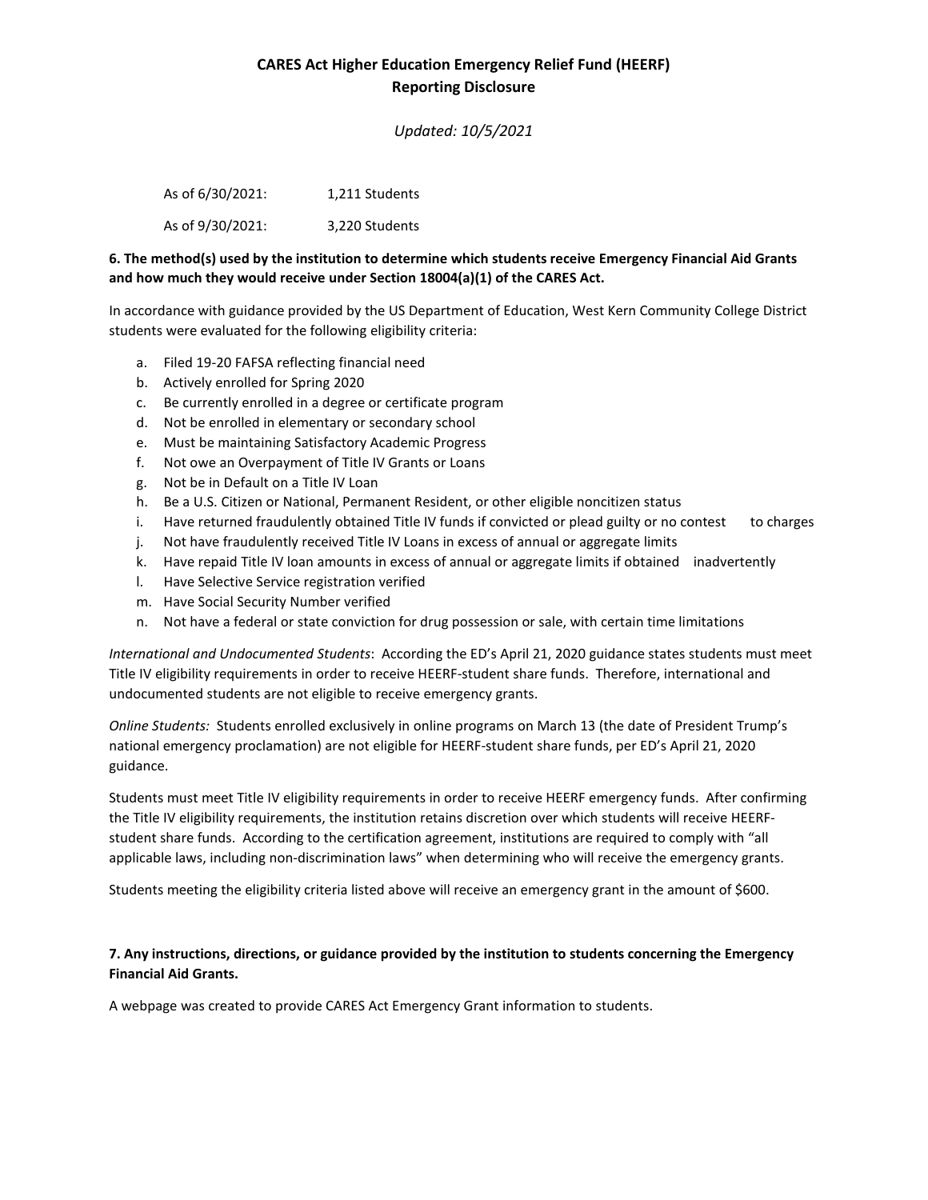# CARES Act Higher Education Emergency Relief Fund (HEERF)
## Reporting Disclosure

*Updated: 10/5/2021*

As of 6/30/2021: 1,211 Students

As of 9/30/2021: 3,220 Students

**6. The method(s) used by the institution to determine which students receive Emergency Financial Aid Grants and how much they would receive under Section 18004(a)(1) of the CARES Act.**

In accordance with guidance provided by the US Department of Education, West Kern Community College District students were evaluated for the following eligibility criteria:

a. Filed 19-20 FAFSA reflecting financial need
b. Actively enrolled for Spring 2020
c. Be currently enrolled in a degree or certificate program
d. Not be enrolled in elementary or secondary school
e. Must be maintaining Satisfactory Academic Progress
f. Not owe an Overpayment of Title IV Grants or Loans
g. Not be in Default on a Title IV Loan
h. Be a U.S. Citizen or National, Permanent Resident, or other eligible noncitizen status
i. Have returned fraudulently obtained Title IV funds if convicted or plead guilty or no contest to charges
j. Not have fraudulently received Title IV Loans in excess of annual or aggregate limits
k. Have repaid Title IV loan amounts in excess of annual or aggregate limits if obtained inadvertently
l. Have Selective Service registration verified
m. Have Social Security Number verified
n. Not have a federal or state conviction for drug possession or sale, with certain time limitations

*International and Undocumented Students*: According the ED's April 21, 2020 guidance states students must meet Title IV eligibility requirements in order to receive HEERF-student share funds. Therefore, international and undocumented students are not eligible to receive emergency grants.

*Online Students:* Students enrolled exclusively in online programs on March 13 (the date of President Trump's national emergency proclamation) are not eligible for HEERF-student share funds, per ED's April 21, 2020 guidance.

Students must meet Title IV eligibility requirements in order to receive HEERF emergency funds. After confirming the Title IV eligibility requirements, the institution retains discretion over which students will receive HEERF-student share funds. According to the certification agreement, institutions are required to comply with "all applicable laws, including non-discrimination laws" when determining who will receive the emergency grants.

Students meeting the eligibility criteria listed above will receive an emergency grant in the amount of $600.

**7. Any instructions, directions, or guidance provided by the institution to students concerning the Emergency Financial Aid Grants.**

A webpage was created to provide CARES Act Emergency Grant information to students.